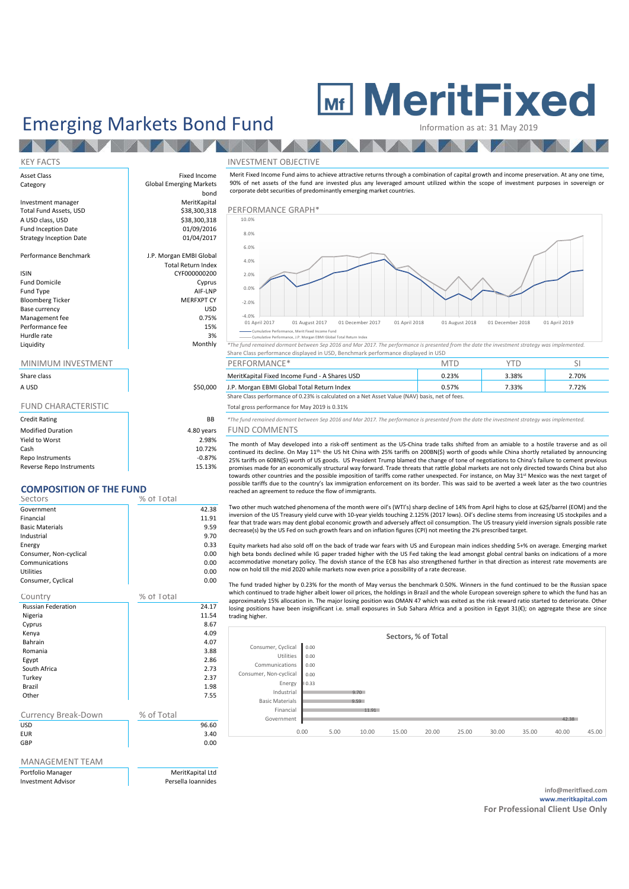# Emerging Markets Bond Fund

**MeritFixed**

Information as at: 31 May 2019

## KEY FACTS

| | |
|---|---|
| Asset Class | Fixed Income |
| Category | Global Emerging Markets bond |
| Investment manager | MeritKapital |
| Total Fund Assets, USD | $38,300,318 |
| A USD class, USD | $38,300,318 |
| Fund Inception Date | 01/09/2016 |
| Strategy Inception Date | 01/04/2017 |
| Performance Benchmark | J.P. Morgan EMBI Global Total Return Index |
| ISIN | CYF000000200 |
| Fund Domicile | Cyprus |
| Fund Type | AIF-LNP |
| Bloomberg Ticker | MERFXPT CY |
| Base currency | USD |
| Management fee | 0.75% |
| Performance fee | 15% |
| Hurdle rate | 3% |
| Liquidity | Monthly |

## MINIMUM INVESTMENT

| Share class | |
|---|---|
| A USD | $50,000 |

## FUND CHARACTERISTIC

| | |
|---|---|
| Credit Rating | BB |
| Modified Duration | 4.80 years |
| Yield to Worst | 2.98% |
| Cash | 10.72% |
| Repo Instruments | -0.87% |
| Reverse Repo Instruments | 15.13% |

## COMPOSITION OF THE FUND

| Sectors | % of Total |
|---|---|
| Government | 42.38 |
| Financial | 11.91 |
| Basic Materials | 9.59 |
| Industrial | 9.70 |
| Energy | 0.33 |
| Consumer, Non-cyclical | 0.00 |
| Communications | 0.00 |
| Utilities | 0.00 |
| Consumer, Cyclical | 0.00 |

| Country | % of Total |
|---|---|
| Russian Federation | 24.17 |
| Nigeria | 11.54 |
| Cyprus | 8.67 |
| Kenya | 4.09 |
| Bahrain | 4.07 |
| Romania | 3.88 |
| Egypt | 2.86 |
| South Africa | 2.73 |
| Turkey | 2.37 |
| Brazil | 1.98 |
| Other | 7.55 |

| Currency Break-Down | % of Total |
|---|---|
| USD | 96.60 |
| EUR | 3.40 |
| GBP | 0.00 |

## MANAGEMENT TEAM

| | |
|---|---|
| Portfolio Manager | MeritKapital Ltd |
| Investment Advisor | Persella Ioannides |

## INVESTMENT OBJECTIVE

Merit Fixed Income Fund aims to achieve attractive returns through a combination of capital growth and income preservation. At any one time, 90% of net assets of the fund are invested plus any leveraged amount utilized within the scope of investment purposes in sovereign or corporate debt securities of predominantly emerging market countries.

## PERFORMANCE GRAPH*

Cumulative Performance, Merit Fixed Income Fund; Cumulative Performance, J.P. Morgan EMBI Global Total Return Index

*The fund remained dormant between Sep 2016 and Mar 2017. The performance is presented from the date the investment strategy was implemented.

Share Class performance displayed in USD, Benchmark performance displayed in USD

| PERFORMANCE* | MTD | YTD | SI |
|---|---|---|---|
| MeritKapital Fixed Income Fund - A Shares USD | 0.23% | 3.38% | 2.70% |
| J.P. Morgan EBMI Global Total Return Index | 0.57% | 7.33% | 7.72% |

Share Class performance of 0.23% is calculated on a Net Asset Value (NAV) basis, net of fees.

Total gross performance for May 2019 is 0.31%

*The fund remained dormant between Sep 2016 and Mar 2017. The performance is presented from the date the investment strategy was implemented.

## FUND COMMENTS

The month of May developed into a risk-off sentiment as the US-China trade talks shifted from an amiable to a hostile traverse and as oil continued its decline. On May 11th, the US hit China with 25% tariffs on 200BN($) worth of goods while China shortly retaliated by announcing 25% tariffs on 60BN($) worth of US goods. US President Trump blamed the change of tone of negotiations to China's failure to cement previous promises made for an economically structural way forward. Trade threats that rattle global markets are not only directed towards China but also towards other countries and the possible imposition of tariffs come rather unexpected. For instance, on May 31st Mexico was the next target of possible tariffs due to the country's lax immigration enforcement on its border. This was said to be averted a week later as the two countries reached an agreement to reduce the flow of immigrants.

Two other much watched phenomena of the month were oil's (WTI's) sharp decline of 14% from April highs to close at 62$/barrel (EOM) and the inversion of the US Treasury yield curve with 10-year yields touching 2.125% (2017 lows). Oil's decline stems from increasing US stockpiles and a fear that trade wars may dent global economic growth and adversely affect oil consumption. The US treasury yield inversion signals possible rate decrease(s) by the US Fed on such growth fears and on inflation figures (CPI) not meeting the 2% prescribed target.

Equity markets had also sold off on the back of trade war fears with US and European main indices shedding 5+% on average. Emerging market high beta bonds declined while IG paper traded higher with the US Fed taking the lead amongst global central banks on indications of a more accommodative monetary policy. The dovish stance of the ECB has also strengthened further in that direction as interest rate movements are now on hold till the mid 2020 while markets now even price a possibility of a rate decrease.

The fund traded higher by 0.23% for the month of May versus the benchmark 0.50%. Winners in the fund continued to be the Russian space which continued to trade higher albeit lower oil prices, the holdings in Brazil and the whole European sovereign sphere to which the fund has an approximately 15% allocation in. The major losing position was OMAN 47 which was exited as the risk reward ratio started to deteriorate. Other losing positions have been insignificant i.e. small exposures in Sub Sahara Africa and a position in Egypt 31(€); on aggregate these are since trading higher.

**Sectors, % of Total**

| Sector | % of Total |
|---|---|
| Consumer, Cyclical | 0.00 |
| Utilities | 0.00 |
| Communications | 0.00 |
| Consumer, Non-cyclical | 0.00 |
| Energy | 0.33 |
| Industrial | 9.70 |
| Basic Materials | 9.59 |
| Financial | 11.91 |
| Government | 42.38 |

**info@meritfixed.com**
**www.meritkapital.com**
**For Professional Client Use Only**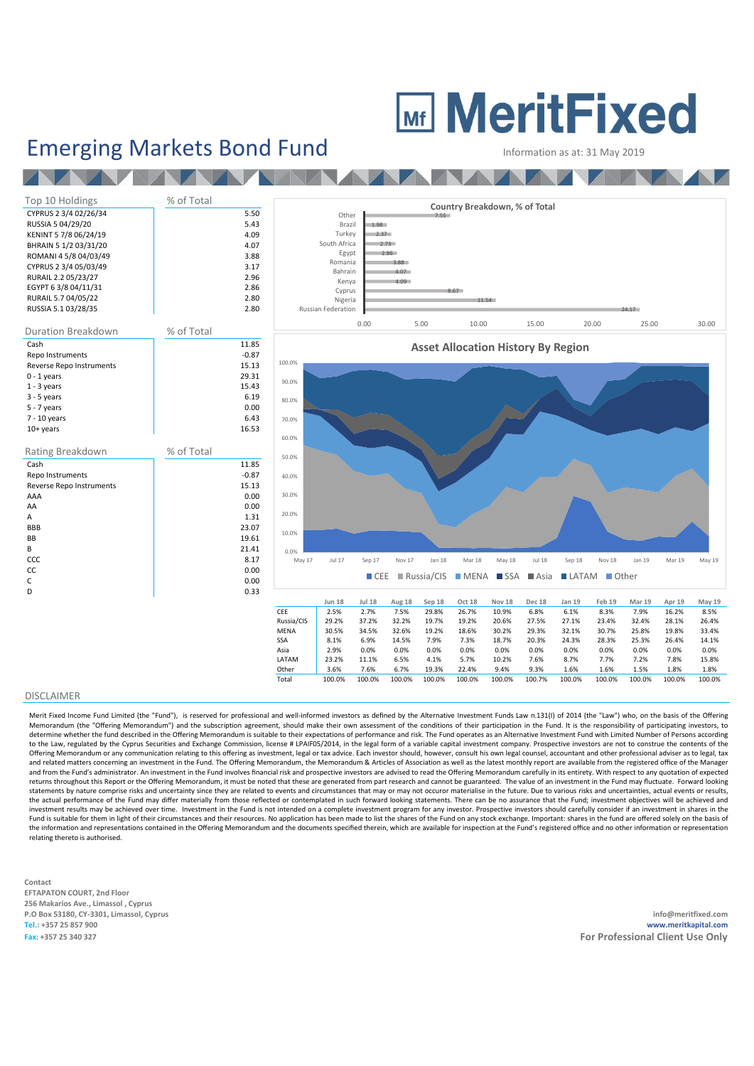# MeritFixed

# Emerging Markets Bond Fund

Information as at: 31 May 2019

| Top 10 Holdings | % of Total |
|---|---|
| CYPRUS 2 3/4 02/26/34 | 5.50 |
| RUSSIA 5 04/29/20 | 5.43 |
| KENINT 5 7/8 06/24/19 | 4.09 |
| BHRAIN 5 1/2 03/31/20 | 4.07 |
| ROMANI 4 5/8 04/03/49 | 3.88 |
| CYPRUS 2 3/4 05/03/49 | 3.17 |
| RURAIL 2.2 05/23/27 | 2.96 |
| EGYPT 6 3/8 04/11/31 | 2.86 |
| RURAIL 5.7 04/05/22 | 2.80 |
| RUSSIA 5.1 03/28/35 | 2.80 |

| Duration Breakdown | % of Total |
|---|---|
| Cash | 11.85 |
| Repo Instruments | -0.87 |
| Reverse Repo Instruments | 15.13 |
| 0 - 1 years | 29.31 |
| 1 - 3 years | 15.43 |
| 3 - 5 years | 6.19 |
| 5 - 7 years | 0.00 |
| 7 - 10 years | 6.43 |
| 10+ years | 16.53 |

| Rating Breakdown | % of Total |
|---|---|
| Cash | 11.85 |
| Repo Instruments | -0.87 |
| Reverse Repo Instruments | 15.13 |
| AAA | 0.00 |
| AA | 0.00 |
| A | 1.31 |
| BBB | 23.07 |
| BB | 19.61 |
| B | 21.41 |
| CCC | 8.17 |
| CC | 0.00 |
| C | 0.00 |
| D | 0.33 |

**Country Breakdown, % of Total**

Other 7.55
Brazil 1.98
Turkey 2.37
South Africa 2.73
Egypt 2.86
Romania 3.88
Bahrain 4.07
Kenya 4.09
Cyprus 8.67
Nigeria 11.54
Russian Federation 24.17

0.00 5.00 10.00 15.00 20.00 25.00 30.00

**Asset Allocation History By Region**

100.0% 90.0% 80.0% 70.0% 60.0% 50.0% 40.0% 30.0% 20.0% 10.0% 0.0%

May 17 Jul 17 Sep 17 Nov 17 Jan 18 Mar 18 May 18 Jul 18 Sep 18 Nov 18 Jan 19 Mar 19 May 19

CEE Russia/CIS MENA SSA Asia LATAM Other

| | Jun 18 | Jul 18 | Aug 18 | Sep 18 | Oct 18 | Nov 18 | Dec 18 | Jan 19 | Feb 19 | Mar 19 | Apr 19 | May 19 |
|---|---|---|---|---|---|---|---|---|---|---|---|---|
| CEE | 2.5% | 2.7% | 7.5% | 29.8% | 26.7% | 10.9% | 6.8% | 6.1% | 8.3% | 7.9% | 16.2% | 8.5% |
| Russia/CIS | 29.2% | 37.2% | 32.2% | 19.7% | 19.2% | 20.6% | 27.5% | 27.1% | 23.4% | 32.4% | 28.1% | 26.4% |
| MENA | 30.5% | 34.5% | 32.6% | 19.2% | 18.6% | 30.2% | 29.3% | 32.1% | 30.7% | 25.8% | 19.8% | 33.4% |
| SSA | 8.1% | 6.9% | 14.5% | 7.9% | 7.3% | 18.7% | 20.3% | 24.3% | 28.3% | 25.3% | 26.4% | 14.1% |
| Asia | 2.9% | 0.0% | 0.0% | 0.0% | 0.0% | 0.0% | 0.0% | 0.0% | 0.0% | 0.0% | 0.0% | 0.0% |
| LATAM | 23.2% | 11.1% | 6.5% | 4.1% | 5.7% | 10.2% | 7.6% | 8.7% | 7.7% | 7.2% | 7.8% | 15.8% |
| Other | 3.6% | 7.6% | 6.7% | 19.3% | 22.4% | 9.4% | 9.3% | 1.6% | 1.6% | 1.5% | 1.8% | 1.8% |
| Total | 100.0% | 100.0% | 100.0% | 100.0% | 100.0% | 100.0% | 100.7% | 100.0% | 100.0% | 100.0% | 100.0% | 100.0% |

## DISCLAIMER

Merit Fixed Income Fund Limited (the "Fund"), is reserved for professional and well-informed investors as defined by the Alternative Investment Funds Law n.131(I) of 2014 (the "Law") who, on the basis of the Offering Memorandum (the "Offering Memorandum") and the subscription agreement, should make their own assessment of the conditions of their participation in the Fund. It is the responsibility of participating investors, to determine whether the fund described in the Offering Memorandum is suitable to their expectations of performance and risk. The Fund operates as an Alternative Investment Fund with Limited Number of Persons according to the Law, regulated by the Cyprus Securities and Exchange Commission, license # LPAIF05/2014, in the legal form of a variable capital investment company. Prospective investors are not to construe the contents of the Offering Memorandum or any communication relating to this offering as investment, legal or tax advice. Each investor should, however, consult his own legal counsel, accountant and other professional adviser as to legal, tax and related matters concerning an investment in the Fund. The Offering Memorandum, the Memorandum & Articles of Association as well as the latest monthly report are available free of charge from the registered office of the Manager and from the Fund's administrator. An investment in the Fund involves financial risk and prospective investors are advised to read the Offering Memorandum carefully in its entirety. With respect to any quotation of expected returns throughout this Report or the Offering Memorandum, it must be noted that these are generated from part research and cannot be guaranteed. The value of an investment in the Fund may fluctuate. Forward looking statements by nature comprise risks and uncertainty since they are related to events and circumstances that may or may not occuror materialise in the future. Due to various risks and uncertainties, actual events or results, the actual performance of the Fund may differ materially from those reflected or contemplated in such forward looking statements. There can be no assurance that the Fund; investment objectives will be achieved or investment results may be achieved over time. Investment in the Fund is not intended on a complete investment program for any investor. Prospective investors should carefully consider if an investment in shares in the Fund is suitable for them in light of their circumstances and their resources. No application has been made to list the shares of the Fund on any stock exchange. Important: shares in the fund are offered solely on the basis of the information and representations contained in the Offering Memorandum and the documents specified therein, which are available for inspection at the Fund's registered office and no other information or representation relating thereto is authorised.

**Contact**
**EFTAPATON COURT, 2nd Floor**
**256 Makarios Ave., Limassol , Cyprus**
**P.O Box 53180, CY-3301, Limassol, Cyprus**
**Tel.: +357 25 857 900**
**Fax: +357 25 340 327**

**info@meritfixed.com**
**www.meritkapital.com**
**For Professional Client Use Only**